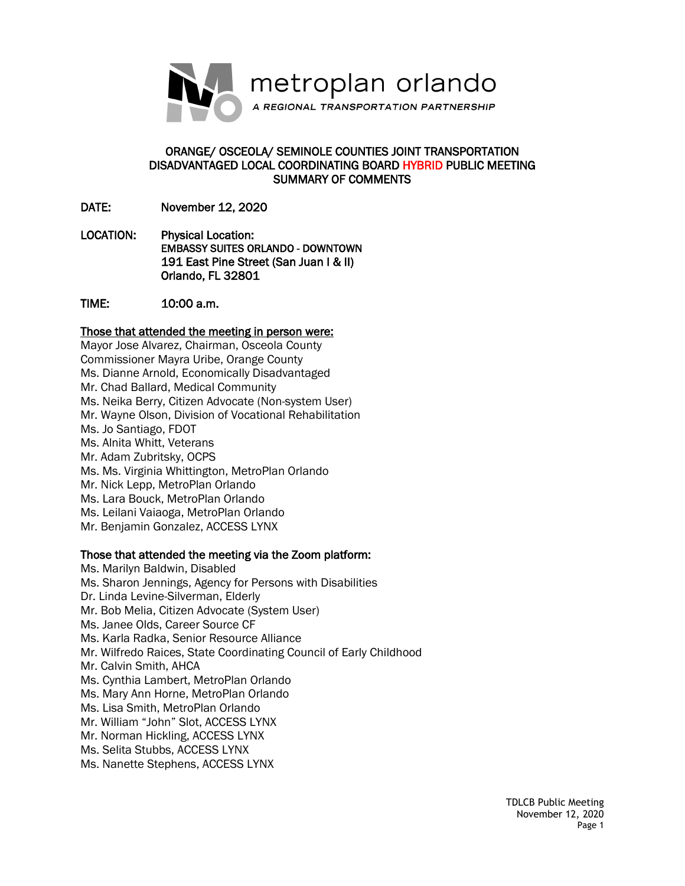metroplan orlando

A REGIONAL TRANSPORTATION PARTNERSHIP

# ORANGE/ OSCEOLA/ SEMINOLE COUNTIES JOINT TRANSPORTATION DISADVANTAGED LOCAL COORDINATING BOARD HYBRID PUBLIC MEETING SUMMARY OF COMMENTS

**DATE:** November 12, 2020

**LOCATION:** Physical Location:
EMBASSY SUITES ORLANDO - DOWNTOWN
191 East Pine Street (San Juan I & II)
Orlando, FL 32801

**TIME:** 10:00 a.m.

**Those that attended the meeting in person were:**

Mayor Jose Alvarez, Chairman, Osceola County
Commissioner Mayra Uribe, Orange County
Ms. Dianne Arnold, Economically Disadvantaged
Mr. Chad Ballard, Medical Community
Ms. Neika Berry, Citizen Advocate (Non-system User)
Mr. Wayne Olson, Division of Vocational Rehabilitation
Ms. Jo Santiago, FDOT
Ms. Alnita Whitt, Veterans
Mr. Adam Zubritsky, OCPS
Ms. Ms. Virginia Whittington, MetroPlan Orlando
Mr. Nick Lepp, MetroPlan Orlando
Ms. Lara Bouck, MetroPlan Orlando
Ms. Leilani Vaiaoga, MetroPlan Orlando
Mr. Benjamin Gonzalez, ACCESS LYNX

**Those that attended the meeting via the Zoom platform:**

Ms. Marilyn Baldwin, Disabled
Ms. Sharon Jennings, Agency for Persons with Disabilities
Dr. Linda Levine-Silverman, Elderly
Mr. Bob Melia, Citizen Advocate (System User)
Ms. Janee Olds, Career Source CF
Ms. Karla Radka, Senior Resource Alliance
Mr. Wilfredo Raices, State Coordinating Council of Early Childhood
Mr. Calvin Smith, AHCA
Ms. Cynthia Lambert, MetroPlan Orlando
Ms. Mary Ann Horne, MetroPlan Orlando
Ms. Lisa Smith, MetroPlan Orlando
Mr. William "John" Slot, ACCESS LYNX
Mr. Norman Hickling, ACCESS LYNX
Ms. Selita Stubbs, ACCESS LYNX
Ms. Nanette Stephens, ACCESS LYNX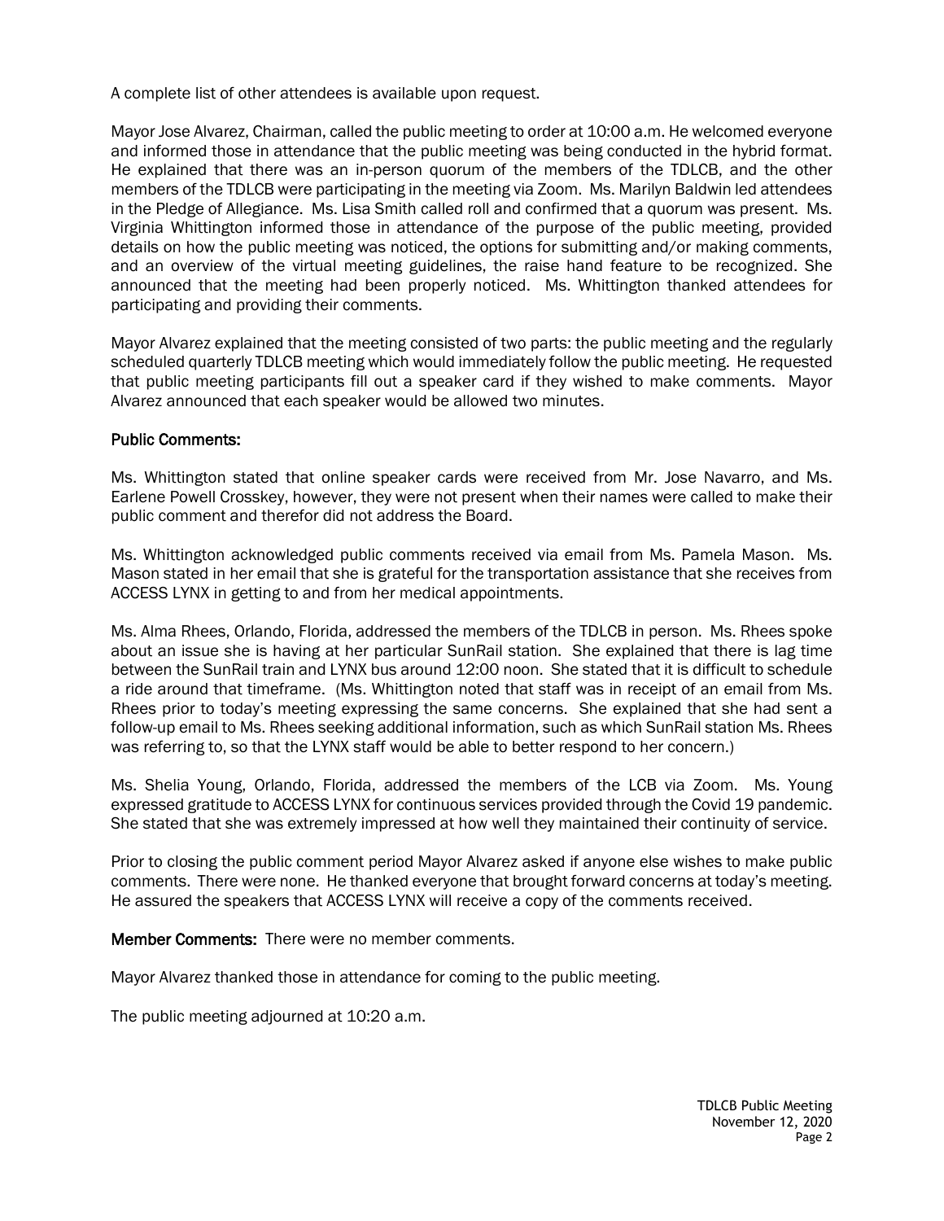A complete list of other attendees is available upon request.

Mayor Jose Alvarez, Chairman, called the public meeting to order at 10:00 a.m. He welcomed everyone and informed those in attendance that the public meeting was being conducted in the hybrid format. He explained that there was an in-person quorum of the members of the TDLCB, and the other members of the TDLCB were participating in the meeting via Zoom. Ms. Marilyn Baldwin led attendees in the Pledge of Allegiance. Ms. Lisa Smith called roll and confirmed that a quorum was present. Ms. Virginia Whittington informed those in attendance of the purpose of the public meeting, provided details on how the public meeting was noticed, the options for submitting and/or making comments, and an overview of the virtual meeting guidelines, the raise hand feature to be recognized. She announced that the meeting had been properly noticed. Ms. Whittington thanked attendees for participating and providing their comments.

Mayor Alvarez explained that the meeting consisted of two parts: the public meeting and the regularly scheduled quarterly TDLCB meeting which would immediately follow the public meeting. He requested that public meeting participants fill out a speaker card if they wished to make comments. Mayor Alvarez announced that each speaker would be allowed two minutes.

**Public Comments:**

Ms. Whittington stated that online speaker cards were received from Mr. Jose Navarro, and Ms. Earlene Powell Crosskey, however, they were not present when their names were called to make their public comment and therefor did not address the Board.

Ms. Whittington acknowledged public comments received via email from Ms. Pamela Mason. Ms. Mason stated in her email that she is grateful for the transportation assistance that she receives from ACCESS LYNX in getting to and from her medical appointments.

Ms. Alma Rhees, Orlando, Florida, addressed the members of the TDLCB in person. Ms. Rhees spoke about an issue she is having at her particular SunRail station. She explained that there is lag time between the SunRail train and LYNX bus around 12:00 noon. She stated that it is difficult to schedule a ride around that timeframe. (Ms. Whittington noted that staff was in receipt of an email from Ms. Rhees prior to today's meeting expressing the same concerns. She explained that she had sent a follow-up email to Ms. Rhees seeking additional information, such as which SunRail station Ms. Rhees was referring to, so that the LYNX staff would be able to better respond to her concern.)

Ms. Shelia Young, Orlando, Florida, addressed the members of the LCB via Zoom. Ms. Young expressed gratitude to ACCESS LYNX for continuous services provided through the Covid 19 pandemic. She stated that she was extremely impressed at how well they maintained their continuity of service.

Prior to closing the public comment period Mayor Alvarez asked if anyone else wishes to make public comments. There were none. He thanked everyone that brought forward concerns at today's meeting. He assured the speakers that ACCESS LYNX will receive a copy of the comments received.

**Member Comments:** There were no member comments.

Mayor Alvarez thanked those in attendance for coming to the public meeting.

The public meeting adjourned at 10:20 a.m.